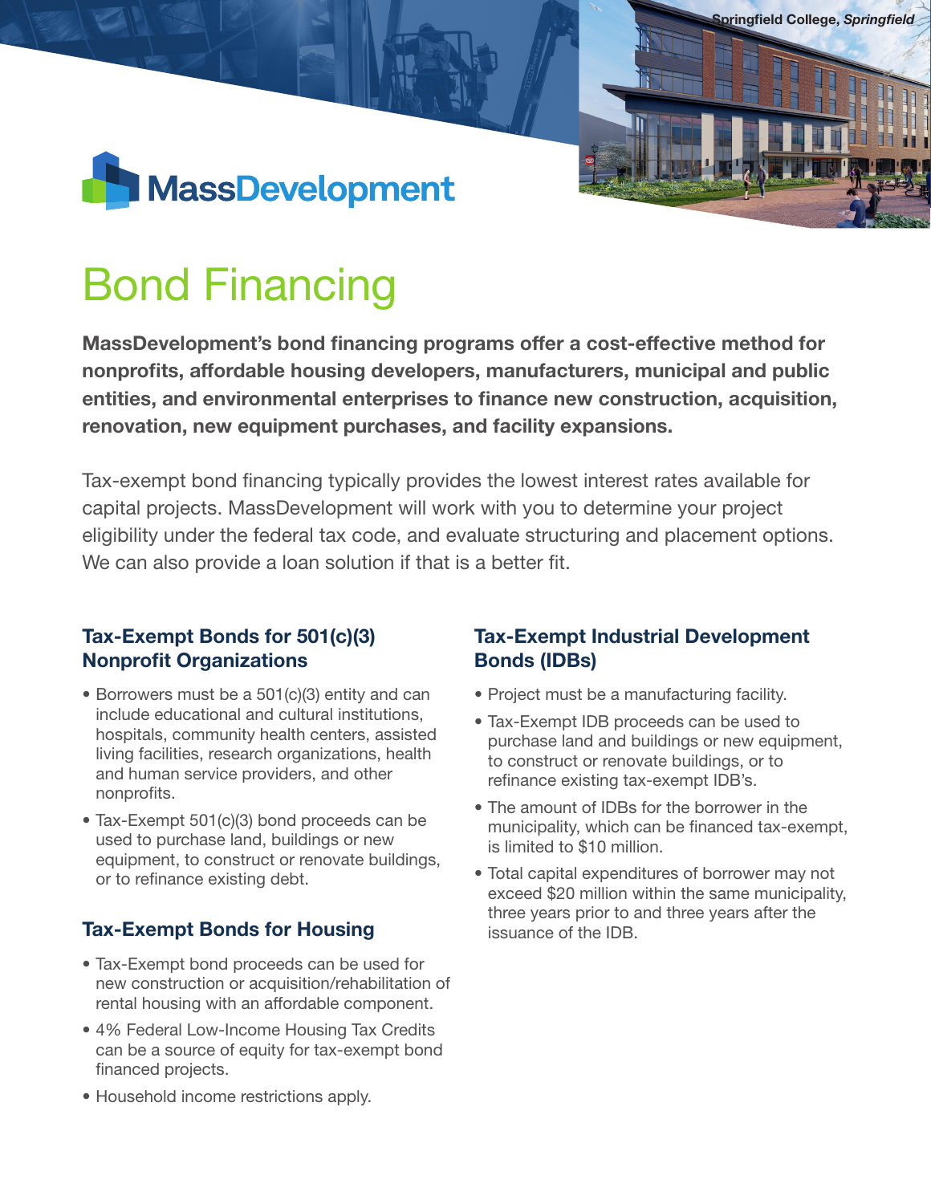Springfield College, *Springfield*

MassDevelopment

# Bond Financing

**MassDevelopment's bond financing programs offer a cost-effective method for nonprofits, affordable housing developers, manufacturers, municipal and public entities, and environmental enterprises to finance new construction, acquisition, renovation, new equipment purchases, and facility expansions.**

Tax-exempt bond financing typically provides the lowest interest rates available for capital projects. MassDevelopment will work with you to determine your project eligibility under the federal tax code, and evaluate structuring and placement options. We can also provide a loan solution if that is a better fit.

## Tax-Exempt Bonds for 501(c)(3) Nonprofit Organizations

- Borrowers must be a 501(c)(3) entity and can include educational and cultural institutions, hospitals, community health centers, assisted living facilities, research organizations, health and human service providers, and other nonprofits.
- Tax-Exempt 501(c)(3) bond proceeds can be used to purchase land, buildings or new equipment, to construct or renovate buildings, or to refinance existing debt.

## Tax-Exempt Bonds for Housing

- Tax-Exempt bond proceeds can be used for new construction or acquisition/rehabilitation of rental housing with an affordable component.
- 4% Federal Low-Income Housing Tax Credits can be a source of equity for tax-exempt bond financed projects.
- Household income restrictions apply.

## Tax-Exempt Industrial Development Bonds (IDBs)

- Project must be a manufacturing facility.
- Tax-Exempt IDB proceeds can be used to purchase land and buildings or new equipment, to construct or renovate buildings, or to refinance existing tax-exempt IDB's.
- The amount of IDBs for the borrower in the municipality, which can be financed tax-exempt, is limited to $10 million.
- Total capital expenditures of borrower may not exceed $20 million within the same municipality, three years prior to and three years after the issuance of the IDB.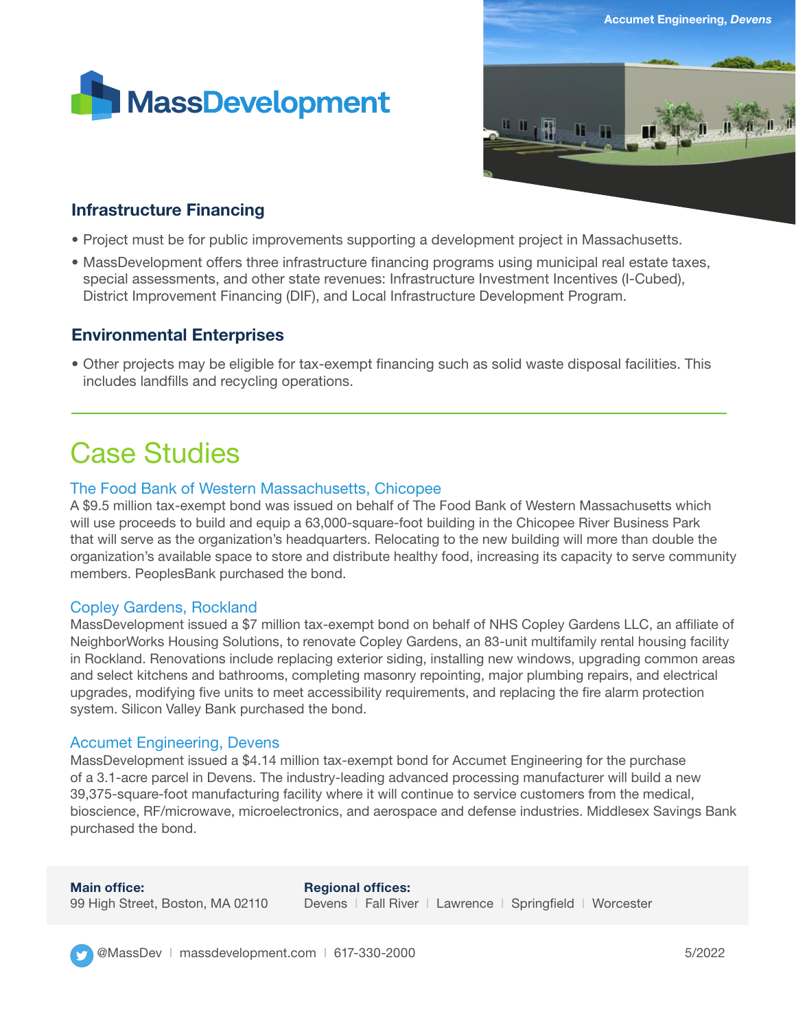MassDevelopment

Accumet Engineering, *Devens*

## Infrastructure Financing

- Project must be for public improvements supporting a development project in Massachusetts.
- MassDevelopment offers three infrastructure financing programs using municipal real estate taxes, special assessments, and other state revenues: Infrastructure Investment Incentives (I-Cubed), District Improvement Financing (DIF), and Local Infrastructure Development Program.

## Environmental Enterprises

- Other projects may be eligible for tax-exempt financing such as solid waste disposal facilities. This includes landfills and recycling operations.

# Case Studies

### The Food Bank of Western Massachusetts, Chicopee

A $9.5 million tax-exempt bond was issued on behalf of The Food Bank of Western Massachusetts which will use proceeds to build and equip a 63,000-square-foot building in the Chicopee River Business Park that will serve as the organization's headquarters. Relocating to the new building will more than double the organization's available space to store and distribute healthy food, increasing its capacity to serve community members. PeoplesBank purchased the bond.

### Copley Gardens, Rockland

MassDevelopment issued a $7 million tax-exempt bond on behalf of NHS Copley Gardens LLC, an affiliate of NeighborWorks Housing Solutions, to renovate Copley Gardens, an 83-unit multifamily rental housing facility in Rockland. Renovations include replacing exterior siding, installing new windows, upgrading common areas and select kitchens and bathrooms, completing masonry repointing, major plumbing repairs, and electrical upgrades, modifying five units to meet accessibility requirements, and replacing the fire alarm protection system. Silicon Valley Bank purchased the bond.

### Accumet Engineering, Devens

MassDevelopment issued a $4.14 million tax-exempt bond for Accumet Engineering for the purchase of a 3.1-acre parcel in Devens. The industry-leading advanced processing manufacturer will build a new 39,375-square-foot manufacturing facility where it will continue to service customers from the medical, bioscience, RF/microwave, microelectronics, and aerospace and defense industries. Middlesex Savings Bank purchased the bond.

**Main office:**
99 High Street, Boston, MA 02110

**Regional offices:**
Devens | Fall River | Lawrence | Springfield | Worcester

@MassDev | massdevelopment.com | 617-330-2000

5/2022